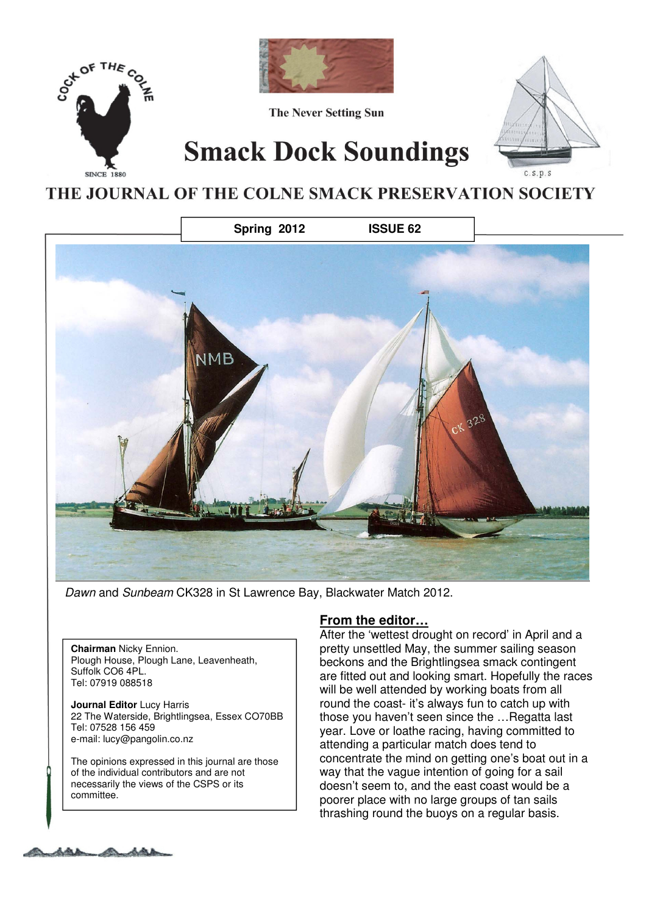COCK OF THE COLNE

SINCE 1880

The Never Setting Sun

# Smack Dock Soundings

C.S.P.S

## THE JOURNAL OF THE COLNE SMACK PRESERVATION SOCIETY

**Spring 2012** **ISSUE 62**

*Dawn* and *Sunbeam* CK328 in St Lawrence Bay, Blackwater Match 2012.

**Chairman** Nicky Ennion.
Plough House, Plough Lane, Leavenheath, Suffolk CO6 4PL.
Tel: 07919 088518

**Journal Editor** Lucy Harris
22 The Waterside, Brightlingsea, Essex CO70BB
Tel: 07528 156 459
e-mail: lucy@pangolin.co.nz

The opinions expressed in this journal are those of the individual contributors and are not necessarily the views of the CSPS or its committee.

## From the editor…

After the 'wettest drought on record' in April and a pretty unsettled May, the summer sailing season beckons and the Brightlingsea smack contingent are fitted out and looking smart. Hopefully the races will be well attended by working boats from all round the coast- it's always fun to catch up with those you haven't seen since the …Regatta last year. Love or loathe racing, having committed to attending a particular match does tend to concentrate the mind on getting one's boat out in a way that the vague intention of going for a sail doesn't seem to, and the east coast would be a poorer place with no large groups of tan sails thrashing round the buoys on a regular basis.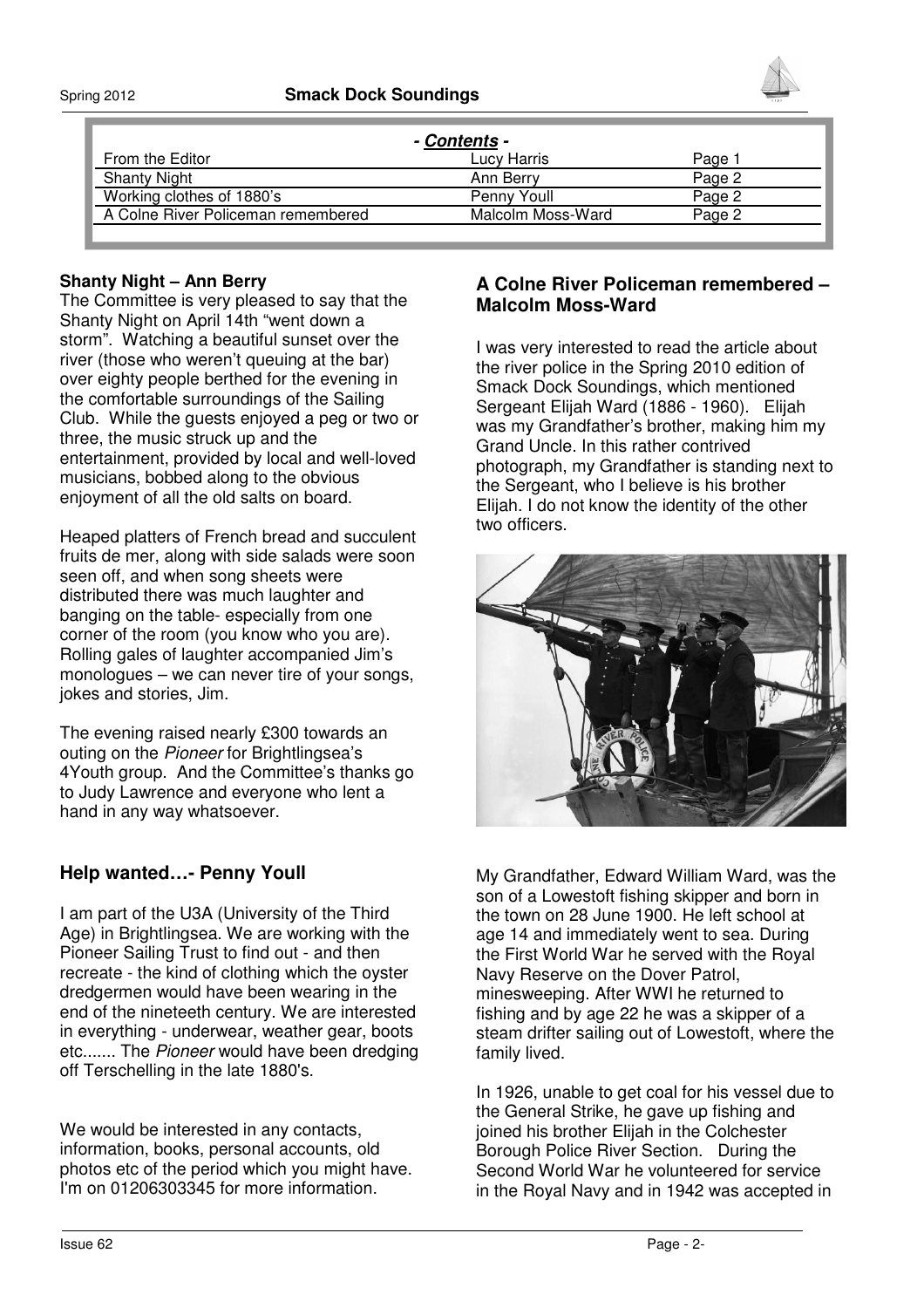| - *Contents* - | | |
|---|---|---|
| From the Editor | Lucy Harris | Page 1 |
| Shanty Night | Ann Berry | Page 2 |
| Working clothes of 1880's | Penny Youll | Page 2 |
| A Colne River Policeman remembered | Malcolm Moss-Ward | Page 2 |

**Shanty Night – Ann Berry**

The Committee is very pleased to say that the Shanty Night on April 14th "went down a storm". Watching a beautiful sunset over the river (those who weren't queuing at the bar) over eighty people berthed for the evening in the comfortable surroundings of the Sailing Club. While the guests enjoyed a peg or two or three, the music struck up and the entertainment, provided by local and well-loved musicians, bobbed along to the obvious enjoyment of all the old salts on board.

Heaped platters of French bread and succulent fruits de mer, along with side salads were soon seen off, and when song sheets were distributed there was much laughter and banging on the table- especially from one corner of the room (you know who you are). Rolling gales of laughter accompanied Jim's monologues – we can never tire of your songs, jokes and stories, Jim.

The evening raised nearly £300 towards an outing on the *Pioneer* for Brightlingsea's 4Youth group. And the Committee's thanks go to Judy Lawrence and everyone who lent a hand in any way whatsoever.

## Help wanted…- Penny Youll

I am part of the U3A (University of the Third Age) in Brightlingsea. We are working with the Pioneer Sailing Trust to find out - and then recreate - the kind of clothing which the oyster dredgermen would have been wearing in the end of the nineteeth century. We are interested in everything - underwear, weather gear, boots etc....... The *Pioneer* would have been dredging off Terschelling in the late 1880's.

We would be interested in any contacts, information, books, personal accounts, old photos etc of the period which you might have. I'm on 01206303345 for more information.

## A Colne River Policeman remembered – Malcolm Moss-Ward

I was very interested to read the article about the river police in the Spring 2010 edition of Smack Dock Soundings, which mentioned Sergeant Elijah Ward (1886 - 1960). Elijah was my Grandfather's brother, making him my Grand Uncle. In this rather contrived photograph, my Grandfather is standing next to the Sergeant, who I believe is his brother Elijah. I do not know the identity of the other two officers.

My Grandfather, Edward William Ward, was the son of a Lowestoft fishing skipper and born in the town on 28 June 1900. He left school at age 14 and immediately went to sea. During the First World War he served with the Royal Navy Reserve on the Dover Patrol, minesweeping. After WWI he returned to fishing and by age 22 he was a skipper of a steam drifter sailing out of Lowestoft, where the family lived.

In 1926, unable to get coal for his vessel due to the General Strike, he gave up fishing and joined his brother Elijah in the Colchester Borough Police River Section. During the Second World War he volunteered for service in the Royal Navy and in 1942 was accepted in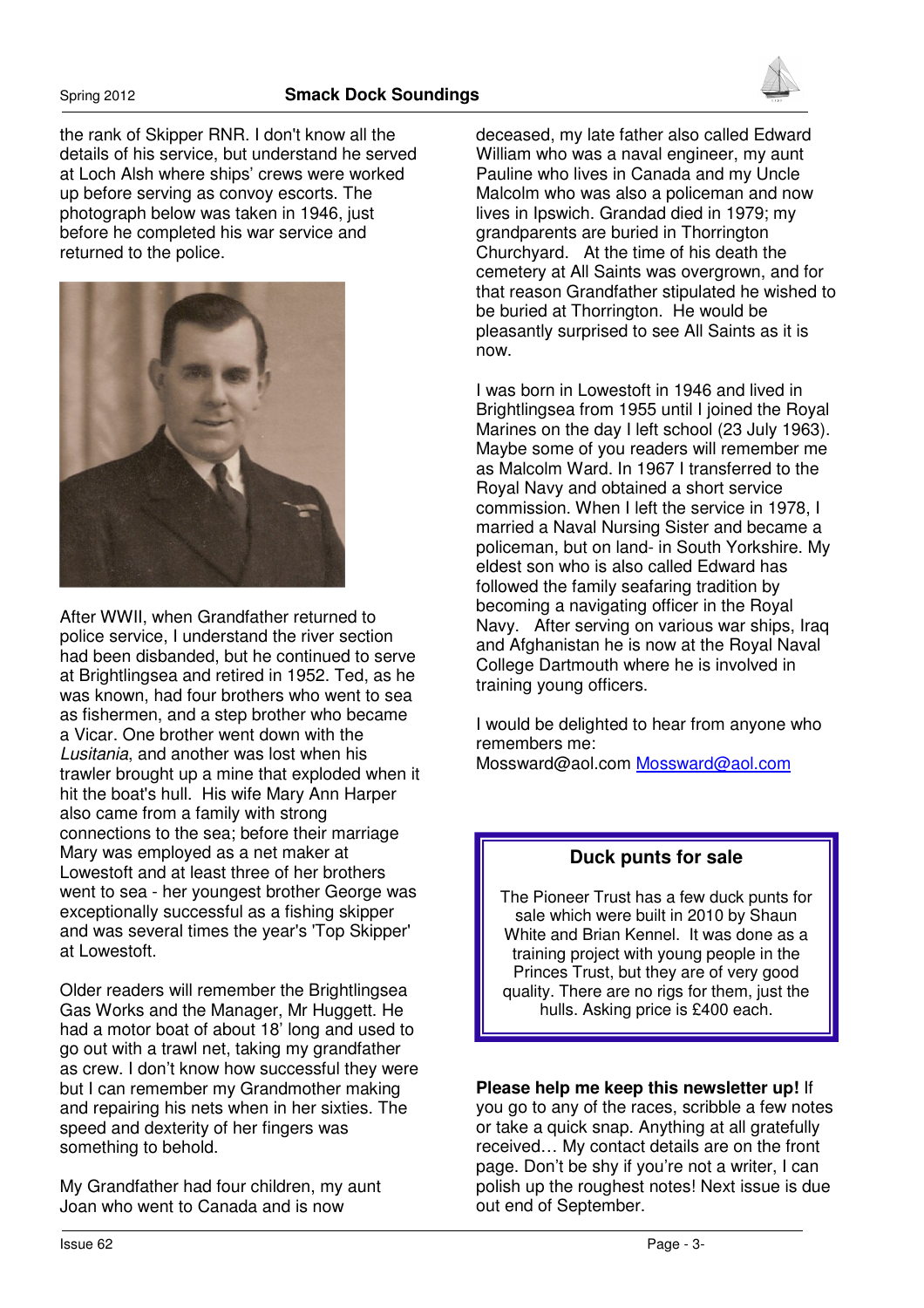the rank of Skipper RNR. I don't know all the details of his service, but understand he served at Loch Alsh where ships' crews were worked up before serving as convoy escorts. The photograph below was taken in 1946, just before he completed his war service and returned to the police.

After WWII, when Grandfather returned to police service, I understand the river section had been disbanded, but he continued to serve at Brightlingsea and retired in 1952. Ted, as he was known, had four brothers who went to sea as fishermen, and a step brother who became a Vicar. One brother went down with the *Lusitania*, and another was lost when his trawler brought up a mine that exploded when it hit the boat's hull. His wife Mary Ann Harper also came from a family with strong connections to the sea; before their marriage Mary was employed as a net maker at Lowestoft and at least three of her brothers went to sea - her youngest brother George was exceptionally successful as a fishing skipper and was several times the year's 'Top Skipper' at Lowestoft.

Older readers will remember the Brightlingsea Gas Works and the Manager, Mr Huggett. He had a motor boat of about 18' long and used to go out with a trawl net, taking my grandfather as crew. I don't know how successful they were but I can remember my Grandmother making and repairing his nets when in her sixties. The speed and dexterity of her fingers was something to behold.

My Grandfather had four children, my aunt Joan who went to Canada and is now deceased, my late father also called Edward William who was a naval engineer, my aunt Pauline who lives in Canada and my Uncle Malcolm who was also a policeman and now lives in Ipswich. Grandad died in 1979; my grandparents are buried in Thorrington Churchyard. At the time of his death the cemetery at All Saints was overgrown, and for that reason Grandfather stipulated he wished to be buried at Thorrington. He would be pleasantly surprised to see All Saints as it is now.

I was born in Lowestoft in 1946 and lived in Brightlingsea from 1955 until I joined the Royal Marines on the day I left school (23 July 1963). Maybe some of you readers will remember me as Malcolm Ward. In 1967 I transferred to the Royal Navy and obtained a short service commission. When I left the service in 1978, I married a Naval Nursing Sister and became a policeman, but on land- in South Yorkshire. My eldest son who is also called Edward has followed the family seafaring tradition by becoming a navigating officer in the Royal Navy. After serving on various war ships, Iraq and Afghanistan he is now at the Royal Naval College Dartmouth where he is involved in training young officers.

I would be delighted to hear from anyone who remembers me:
Mossward@aol.com [Mossward@aol.com](mailto:Mossward@aol.com)

## Duck punts for sale

The Pioneer Trust has a few duck punts for sale which were built in 2010 by Shaun White and Brian Kennel. It was done as a training project with young people in the Princes Trust, but they are of very good quality. There are no rigs for them, just the hulls. Asking price is £400 each.

**Please help me keep this newsletter up!** If you go to any of the races, scribble a few notes or take a quick snap. Anything at all gratefully received… My contact details are on the front page. Don't be shy if you're not a writer, I can polish up the roughest notes! Next issue is due out end of September.